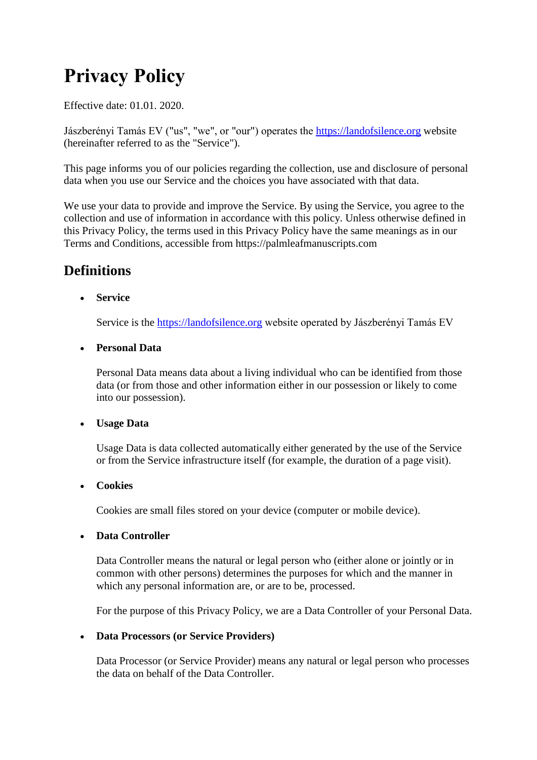# Privacy Policy

Effective date: 01.01. 2020.

Jászberényi Tamás EV ("us", "we", or "our") operates the [https://landofsilence.org](https://landofsilence.org) website (hereinafter referred to as the "Service").

This page informs you of our policies regarding the collection, use and disclosure of personal data when you use our Service and the choices you have associated with that data.

We use your data to provide and improve the Service. By using the Service, you agree to the collection and use of information in accordance with this policy. Unless otherwise defined in this Privacy Policy, the terms used in this Privacy Policy have the same meanings as in our Terms and Conditions, accessible from https://palmleafmanuscripts.com

## Definitions

- **Service**

  Service is the [https://landofsilence.org](https://landofsilence.org) website operated by Jászberényi Tamás EV

- **Personal Data**

  Personal Data means data about a living individual who can be identified from those data (or from those and other information either in our possession or likely to come into our possession).

- **Usage Data**

  Usage Data is data collected automatically either generated by the use of the Service or from the Service infrastructure itself (for example, the duration of a page visit).

- **Cookies**

  Cookies are small files stored on your device (computer or mobile device).

- **Data Controller**

  Data Controller means the natural or legal person who (either alone or jointly or in common with other persons) determines the purposes for which and the manner in which any personal information are, or are to be, processed.

  For the purpose of this Privacy Policy, we are a Data Controller of your Personal Data.

- **Data Processors (or Service Providers)**

  Data Processor (or Service Provider) means any natural or legal person who processes the data on behalf of the Data Controller.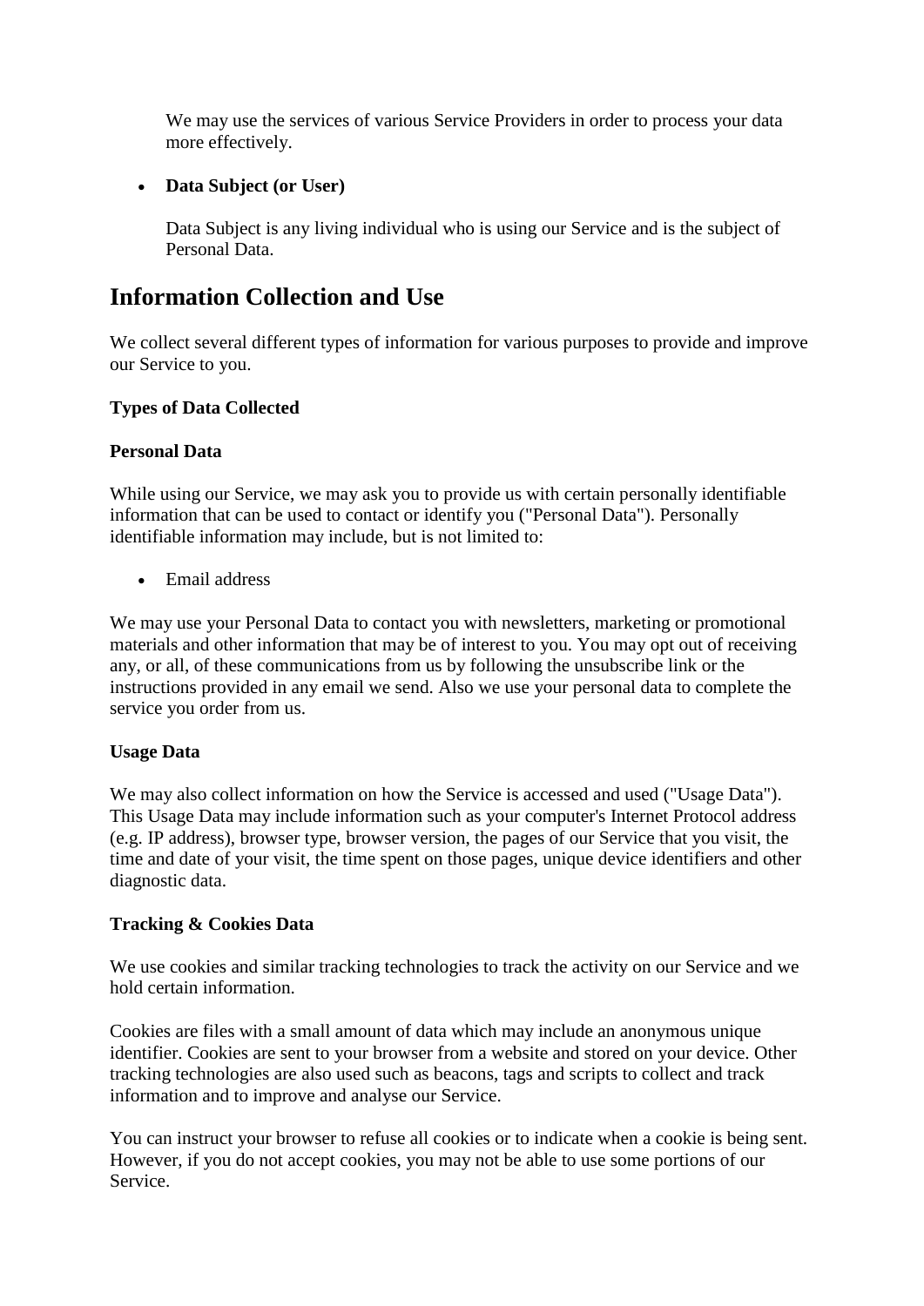We may use the services of various Service Providers in order to process your data more effectively.

- **Data Subject (or User)**

  Data Subject is any living individual who is using our Service and is the subject of Personal Data.

## Information Collection and Use

We collect several different types of information for various purposes to provide and improve our Service to you.

**Types of Data Collected**

**Personal Data**

While using our Service, we may ask you to provide us with certain personally identifiable information that can be used to contact or identify you ("Personal Data"). Personally identifiable information may include, but is not limited to:

- Email address

We may use your Personal Data to contact you with newsletters, marketing or promotional materials and other information that may be of interest to you. You may opt out of receiving any, or all, of these communications from us by following the unsubscribe link or the instructions provided in any email we send. Also we use your personal data to complete the service you order from us.

**Usage Data**

We may also collect information on how the Service is accessed and used ("Usage Data"). This Usage Data may include information such as your computer's Internet Protocol address (e.g. IP address), browser type, browser version, the pages of our Service that you visit, the time and date of your visit, the time spent on those pages, unique device identifiers and other diagnostic data.

**Tracking & Cookies Data**

We use cookies and similar tracking technologies to track the activity on our Service and we hold certain information.

Cookies are files with a small amount of data which may include an anonymous unique identifier. Cookies are sent to your browser from a website and stored on your device. Other tracking technologies are also used such as beacons, tags and scripts to collect and track information and to improve and analyse our Service.

You can instruct your browser to refuse all cookies or to indicate when a cookie is being sent. However, if you do not accept cookies, you may not be able to use some portions of our Service.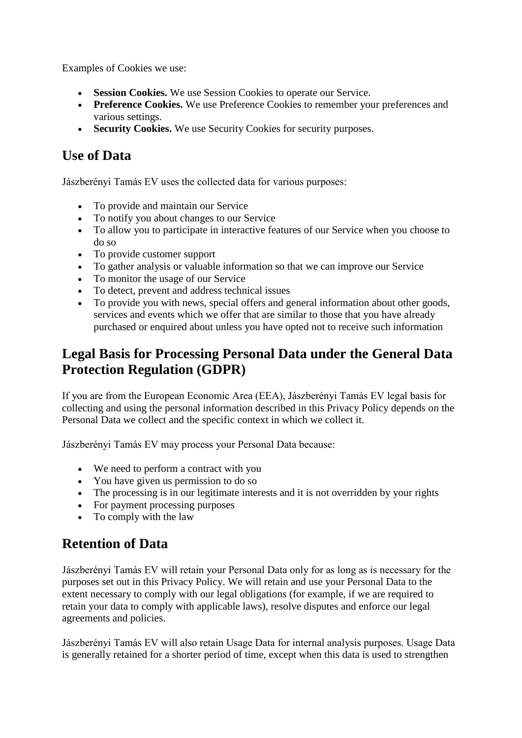Examples of Cookies we use:

- **Session Cookies.** We use Session Cookies to operate our Service.
- **Preference Cookies.** We use Preference Cookies to remember your preferences and various settings.
- **Security Cookies.** We use Security Cookies for security purposes.

## Use of Data

Jászberényi Tamás EV uses the collected data for various purposes:

- To provide and maintain our Service
- To notify you about changes to our Service
- To allow you to participate in interactive features of our Service when you choose to do so
- To provide customer support
- To gather analysis or valuable information so that we can improve our Service
- To monitor the usage of our Service
- To detect, prevent and address technical issues
- To provide you with news, special offers and general information about other goods, services and events which we offer that are similar to those that you have already purchased or enquired about unless you have opted not to receive such information

## Legal Basis for Processing Personal Data under the General Data Protection Regulation (GDPR)

If you are from the European Economic Area (EEA), Jászberényi Tamás EV legal basis for collecting and using the personal information described in this Privacy Policy depends on the Personal Data we collect and the specific context in which we collect it.

Jászberényi Tamás EV may process your Personal Data because:

- We need to perform a contract with you
- You have given us permission to do so
- The processing is in our legitimate interests and it is not overridden by your rights
- For payment processing purposes
- To comply with the law

## Retention of Data

Jászberényi Tamás EV will retain your Personal Data only for as long as is necessary for the purposes set out in this Privacy Policy. We will retain and use your Personal Data to the extent necessary to comply with our legal obligations (for example, if we are required to retain your data to comply with applicable laws), resolve disputes and enforce our legal agreements and policies.

Jászberényi Tamás EV will also retain Usage Data for internal analysis purposes. Usage Data is generally retained for a shorter period of time, except when this data is used to strengthen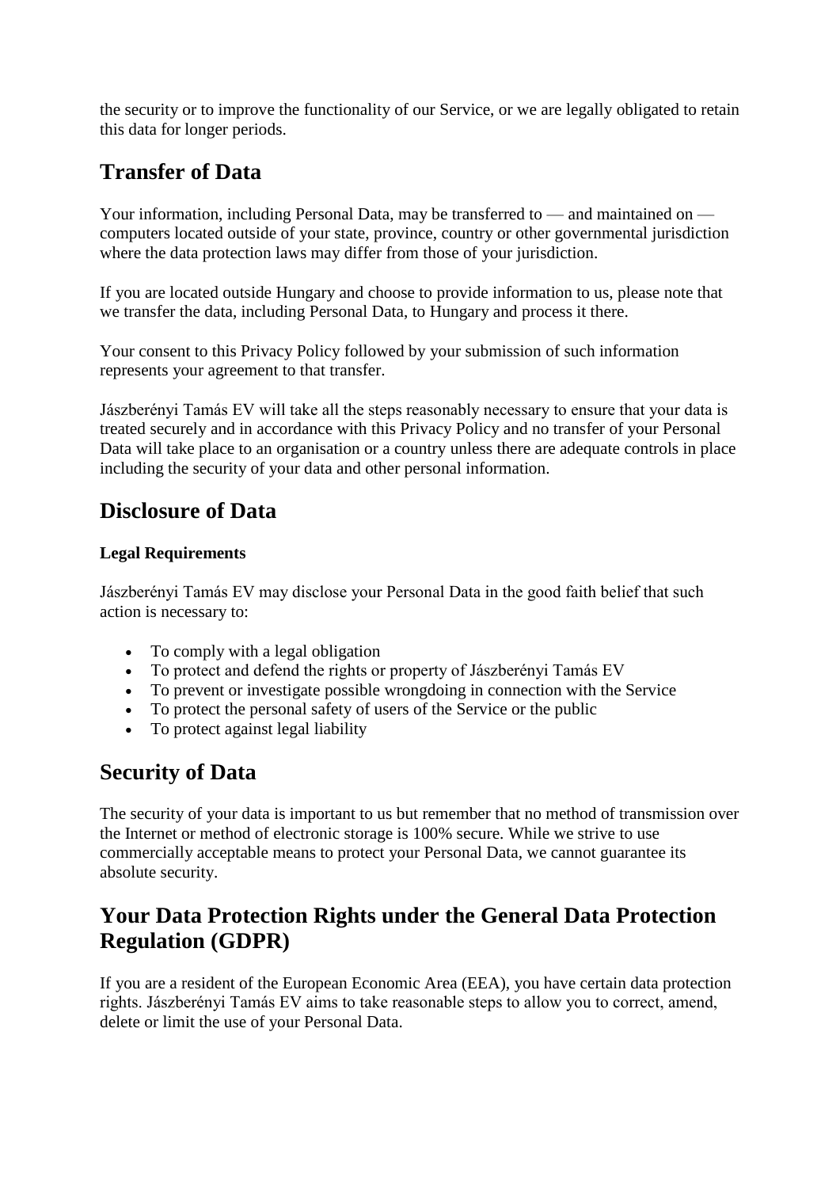the security or to improve the functionality of our Service, or we are legally obligated to retain this data for longer periods.

## Transfer of Data

Your information, including Personal Data, may be transferred to — and maintained on — computers located outside of your state, province, country or other governmental jurisdiction where the data protection laws may differ from those of your jurisdiction.

If you are located outside Hungary and choose to provide information to us, please note that we transfer the data, including Personal Data, to Hungary and process it there.

Your consent to this Privacy Policy followed by your submission of such information represents your agreement to that transfer.

Jászberényi Tamás EV will take all the steps reasonably necessary to ensure that your data is treated securely and in accordance with this Privacy Policy and no transfer of your Personal Data will take place to an organisation or a country unless there are adequate controls in place including the security of your data and other personal information.

## Disclosure of Data

### Legal Requirements

Jászberényi Tamás EV may disclose your Personal Data in the good faith belief that such action is necessary to:

- To comply with a legal obligation
- To protect and defend the rights or property of Jászberényi Tamás EV
- To prevent or investigate possible wrongdoing in connection with the Service
- To protect the personal safety of users of the Service or the public
- To protect against legal liability

## Security of Data

The security of your data is important to us but remember that no method of transmission over the Internet or method of electronic storage is 100% secure. While we strive to use commercially acceptable means to protect your Personal Data, we cannot guarantee its absolute security.

## Your Data Protection Rights under the General Data Protection Regulation (GDPR)

If you are a resident of the European Economic Area (EEA), you have certain data protection rights. Jászberényi Tamás EV aims to take reasonable steps to allow you to correct, amend, delete or limit the use of your Personal Data.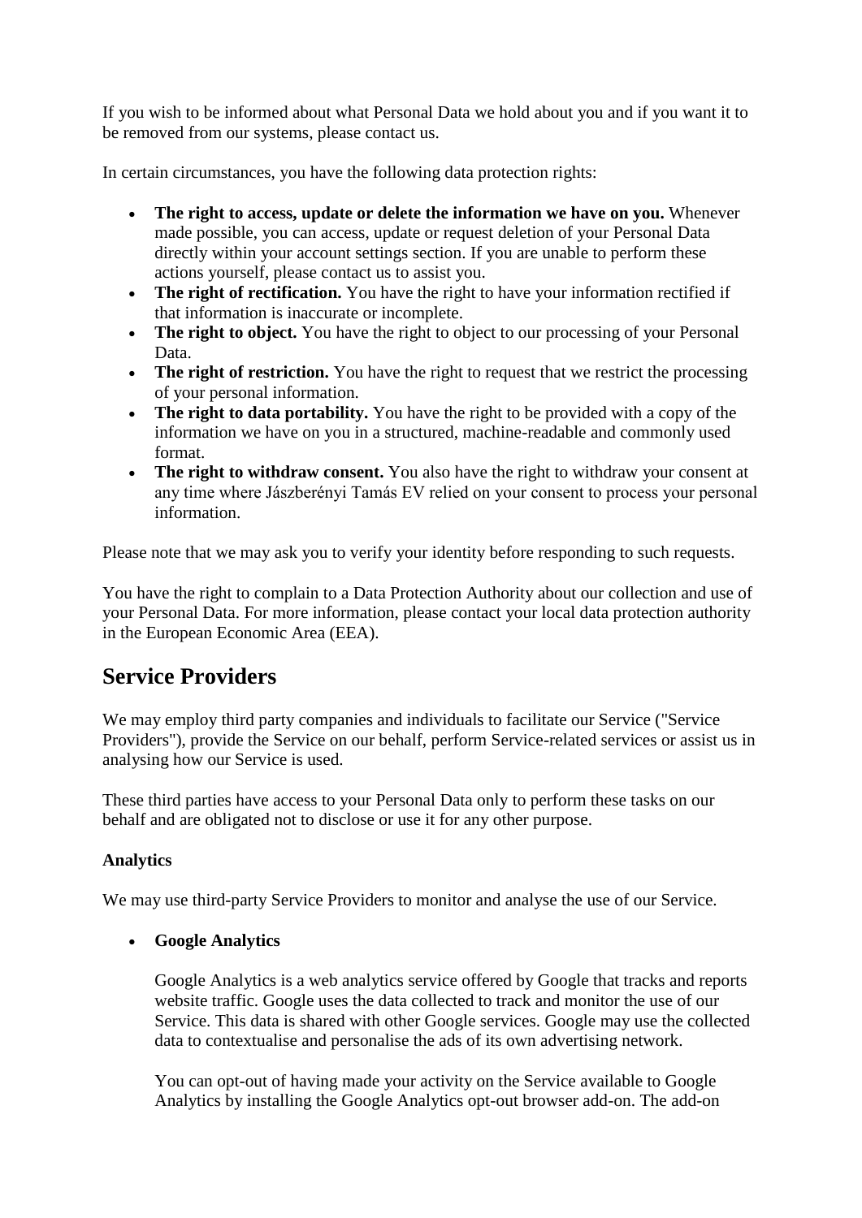If you wish to be informed about what Personal Data we hold about you and if you want it to be removed from our systems, please contact us.

In certain circumstances, you have the following data protection rights:

- **The right to access, update or delete the information we have on you.** Whenever made possible, you can access, update or request deletion of your Personal Data directly within your account settings section. If you are unable to perform these actions yourself, please contact us to assist you.
- **The right of rectification.** You have the right to have your information rectified if that information is inaccurate or incomplete.
- **The right to object.** You have the right to object to our processing of your Personal Data.
- **The right of restriction.** You have the right to request that we restrict the processing of your personal information.
- **The right to data portability.** You have the right to be provided with a copy of the information we have on you in a structured, machine-readable and commonly used format.
- **The right to withdraw consent.** You also have the right to withdraw your consent at any time where Jászberényi Tamás EV relied on your consent to process your personal information.

Please note that we may ask you to verify your identity before responding to such requests.

You have the right to complain to a Data Protection Authority about our collection and use of your Personal Data. For more information, please contact your local data protection authority in the European Economic Area (EEA).

## Service Providers

We may employ third party companies and individuals to facilitate our Service ("Service Providers"), provide the Service on our behalf, perform Service-related services or assist us in analysing how our Service is used.

These third parties have access to your Personal Data only to perform these tasks on our behalf and are obligated not to disclose or use it for any other purpose.

### Analytics

We may use third-party Service Providers to monitor and analyse the use of our Service.

- **Google Analytics**

  Google Analytics is a web analytics service offered by Google that tracks and reports website traffic. Google uses the data collected to track and monitor the use of our Service. This data is shared with other Google services. Google may use the collected data to contextualise and personalise the ads of its own advertising network.

  You can opt-out of having made your activity on the Service available to Google Analytics by installing the Google Analytics opt-out browser add-on. The add-on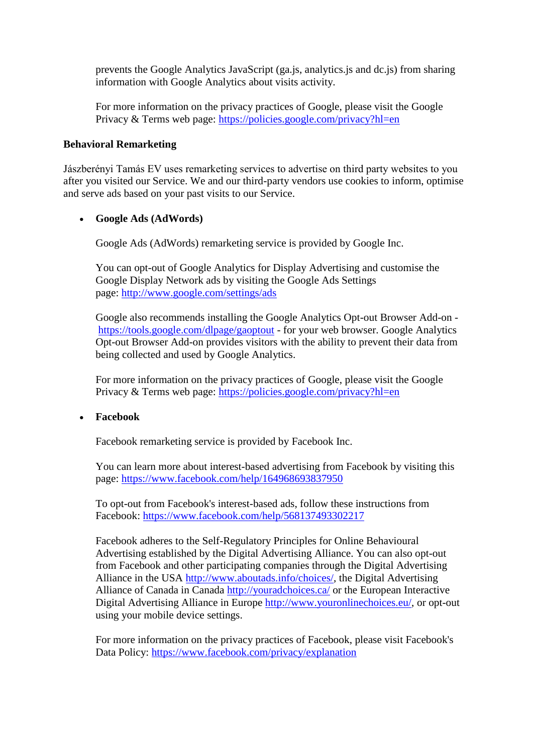prevents the Google Analytics JavaScript (ga.js, analytics.js and dc.js) from sharing information with Google Analytics about visits activity.

For more information on the privacy practices of Google, please visit the Google Privacy & Terms web page: https://policies.google.com/privacy?hl=en

**Behavioral Remarketing**

Jászberényi Tamás EV uses remarketing services to advertise on third party websites to you after you visited our Service. We and our third-party vendors use cookies to inform, optimise and serve ads based on your past visits to our Service.

- **Google Ads (AdWords)**

  Google Ads (AdWords) remarketing service is provided by Google Inc.

  You can opt-out of Google Analytics for Display Advertising and customise the Google Display Network ads by visiting the Google Ads Settings page: http://www.google.com/settings/ads

  Google also recommends installing the Google Analytics Opt-out Browser Add-on - https://tools.google.com/dlpage/gaoptout - for your web browser. Google Analytics Opt-out Browser Add-on provides visitors with the ability to prevent their data from being collected and used by Google Analytics.

  For more information on the privacy practices of Google, please visit the Google Privacy & Terms web page: https://policies.google.com/privacy?hl=en

- **Facebook**

  Facebook remarketing service is provided by Facebook Inc.

  You can learn more about interest-based advertising from Facebook by visiting this page: https://www.facebook.com/help/164968693837950

  To opt-out from Facebook's interest-based ads, follow these instructions from Facebook: https://www.facebook.com/help/568137493302217

  Facebook adheres to the Self-Regulatory Principles for Online Behavioural Advertising established by the Digital Advertising Alliance. You can also opt-out from Facebook and other participating companies through the Digital Advertising Alliance in the USA http://www.aboutads.info/choices/, the Digital Advertising Alliance of Canada in Canada http://youradchoices.ca/ or the European Interactive Digital Advertising Alliance in Europe http://www.youronlinechoices.eu/, or opt-out using your mobile device settings.

  For more information on the privacy practices of Facebook, please visit Facebook's Data Policy: https://www.facebook.com/privacy/explanation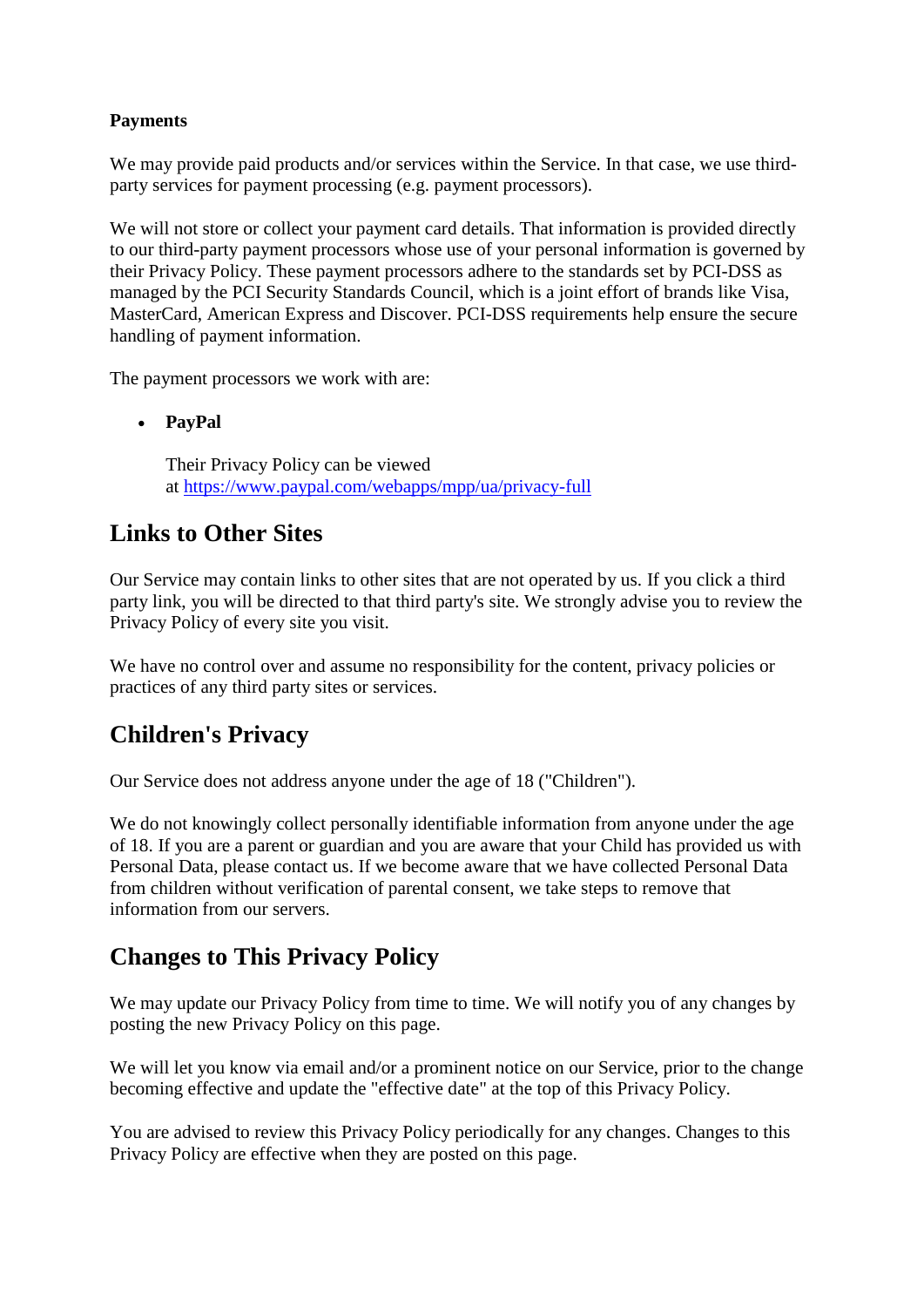**Payments**

We may provide paid products and/or services within the Service. In that case, we use third-party services for payment processing (e.g. payment processors).

We will not store or collect your payment card details. That information is provided directly to our third-party payment processors whose use of your personal information is governed by their Privacy Policy. These payment processors adhere to the standards set by PCI-DSS as managed by the PCI Security Standards Council, which is a joint effort of brands like Visa, MasterCard, American Express and Discover. PCI-DSS requirements help ensure the secure handling of payment information.

The payment processors we work with are:

- **PayPal**

  Their Privacy Policy can be viewed at [https://www.paypal.com/webapps/mpp/ua/privacy-full](https://www.paypal.com/webapps/mpp/ua/privacy-full)

## Links to Other Sites

Our Service may contain links to other sites that are not operated by us. If you click a third party link, you will be directed to that third party's site. We strongly advise you to review the Privacy Policy of every site you visit.

We have no control over and assume no responsibility for the content, privacy policies or practices of any third party sites or services.

## Children's Privacy

Our Service does not address anyone under the age of 18 ("Children").

We do not knowingly collect personally identifiable information from anyone under the age of 18. If you are a parent or guardian and you are aware that your Child has provided us with Personal Data, please contact us. If we become aware that we have collected Personal Data from children without verification of parental consent, we take steps to remove that information from our servers.

## Changes to This Privacy Policy

We may update our Privacy Policy from time to time. We will notify you of any changes by posting the new Privacy Policy on this page.

We will let you know via email and/or a prominent notice on our Service, prior to the change becoming effective and update the "effective date" at the top of this Privacy Policy.

You are advised to review this Privacy Policy periodically for any changes. Changes to this Privacy Policy are effective when they are posted on this page.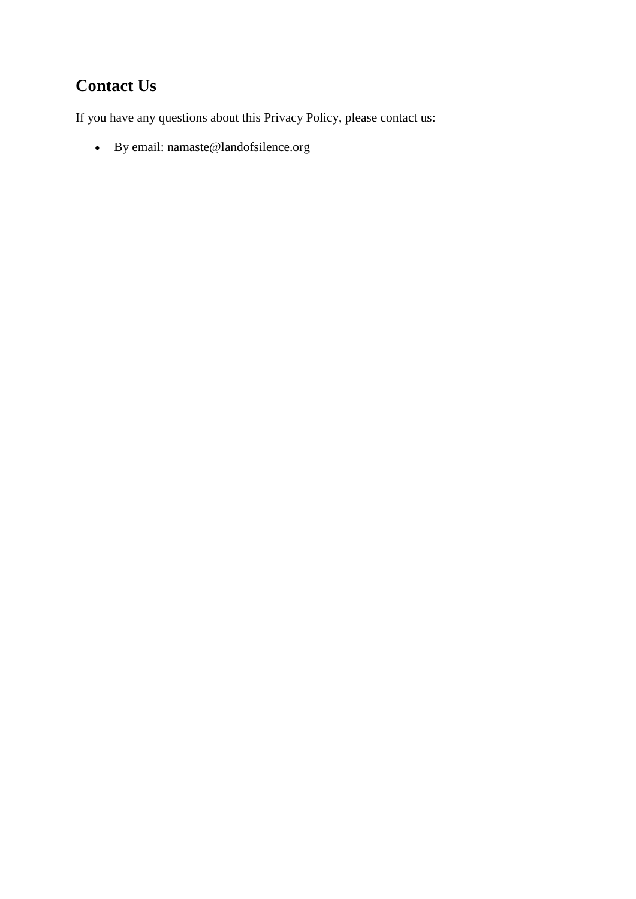## Contact Us

If you have any questions about this Privacy Policy, please contact us:

- By email: namaste@landofsilence.org